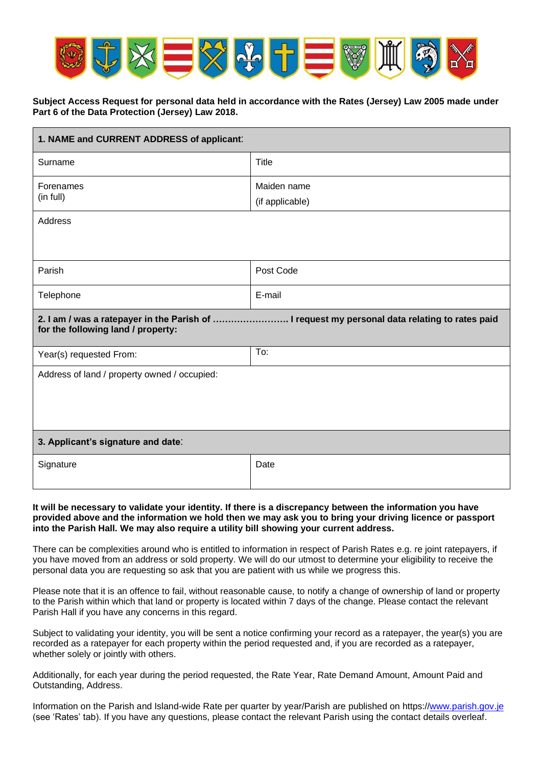**Subject Access Request for personal data held in accordance with the Rates (Jersey) Law 2005 made under Part 6 of the Data Protection (Jersey) Law 2018.**

| **1. NAME and CURRENT ADDRESS of applicant**: | |
|---|---|
| Surname | Title |
| Forenames (in full) | Maiden name (if applicable) |
| Address | |
| Parish | Post Code |
| Telephone | E-mail |
| **2. I am / was a ratepayer in the Parish of ……………………. I request my personal data relating to rates paid for the following land / property:** | |
| Year(s) requested From: | To: |
| Address of land / property owned / occupied: | |
| **3. Applicant's signature and date**: | |
| Signature | Date |

**It will be necessary to validate your identity. If there is a discrepancy between the information you have provided above and the information we hold then we may ask you to bring your driving licence or passport into the Parish Hall. We may also require a utility bill showing your current address.**

There can be complexities around who is entitled to information in respect of Parish Rates e.g. re joint ratepayers, if you have moved from an address or sold property. We will do our utmost to determine your eligibility to receive the personal data you are requesting so ask that you are patient with us while we progress this.

Please note that it is an offence to fail, without reasonable cause, to notify a change of ownership of land or property to the Parish within which that land or property is located within 7 days of the change. Please contact the relevant Parish Hall if you have any concerns in this regard.

Subject to validating your identity, you will be sent a notice confirming your record as a ratepayer, the year(s) you are recorded as a ratepayer for each property within the period requested and, if you are recorded as a ratepayer, whether solely or jointly with others.

Additionally, for each year during the period requested, the Rate Year, Rate Demand Amount, Amount Paid and Outstanding, Address.

Information on the Parish and Island-wide Rate per quarter by year/Parish are published on https://www.parish.gov.je (see 'Rates' tab). If you have any questions, please contact the relevant Parish using the contact details overleaf.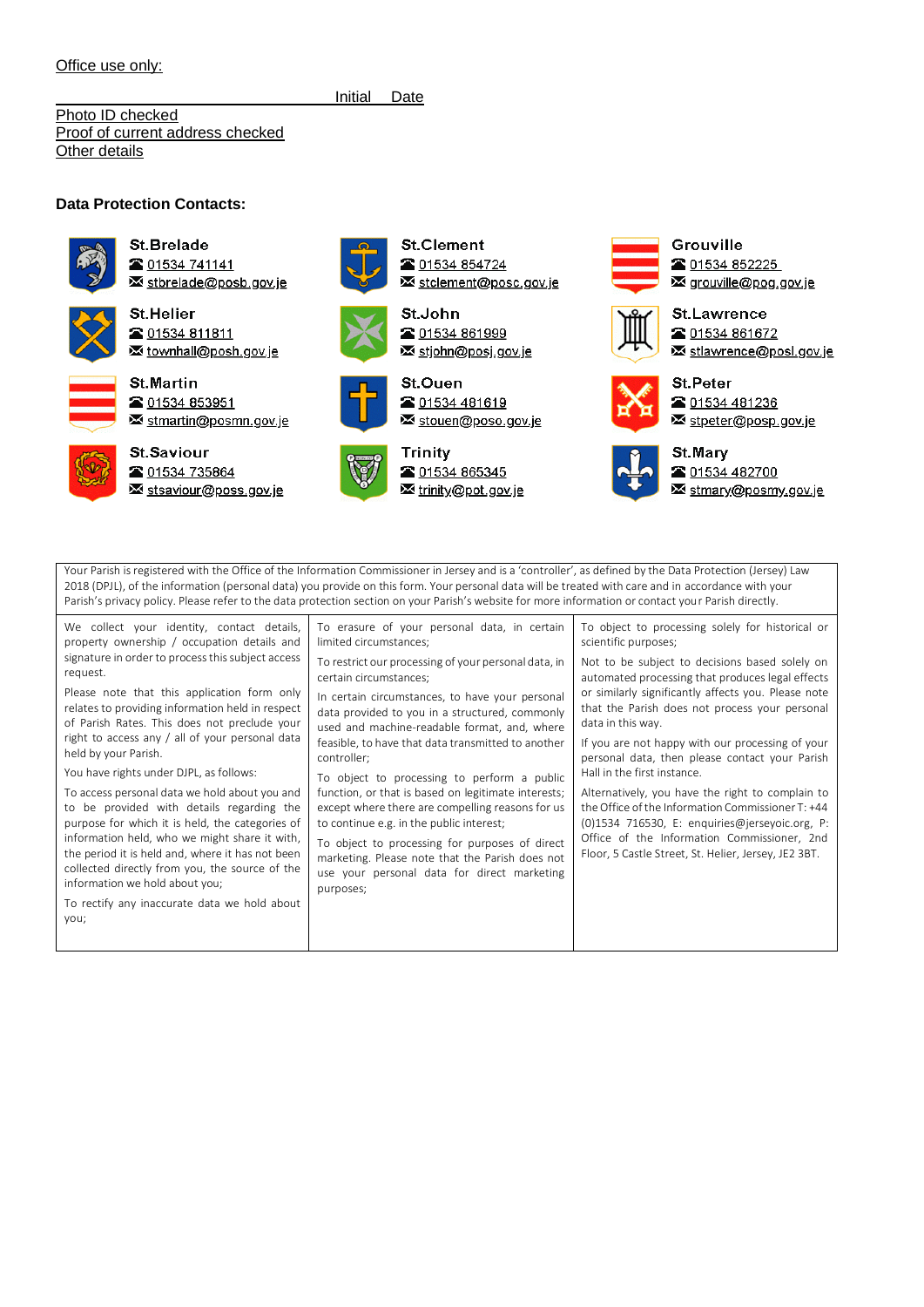Office use only:

| | Initial | Date |
|---|---|---|
| Photo ID checked | | |
| Proof of current address checked | | |
| Other details | | |

**Data Protection Contacts:**

| | | |
|---|---|---|
| **St.Brelade**<br>☎ 01534 741141<br>✉ stbrelade@posb.gov.je | **St.Clement**<br>☎ 01534 854724<br>✉ stclement@posc.gov.je | **Grouville**<br>☎ 01534 852225<br>✉ grouville@pog.gov.je |
| **St.Helier**<br>☎ 01534 811811<br>✉ townhall@posh.gov.je | **St.John**<br>☎ 01534 861999<br>✉ stjohn@posj.gov.je | **St.Lawrence**<br>☎ 01534 861672<br>✉ stlawrence@posl.gov.je |
| **St.Martin**<br>☎ 01534 853951<br>✉ stmartin@posmn.gov.je | **St.Ouen**<br>☎ 01534 481619<br>✉ stouen@poso.gov.je | **St.Peter**<br>☎ 01534 481236<br>✉ stpeter@posp.gov.je |
| **St.Saviour**<br>☎ 01534 735864<br>✉ stsaviour@poss.gov.je | **Trinity**<br>☎ 01534 865345<br>✉ trinity@pot.gov.je | **St.Mary**<br>☎ 01534 482700<br>✉ stmary@posmy.gov.je |

Your Parish is registered with the Office of the Information Commissioner in Jersey and is a 'controller', as defined by the Data Protection (Jersey) Law 2018 (DPJL), of the information (personal data) you provide on this form. Your personal data will be treated with care and in accordance with your Parish's privacy policy. Please refer to the data protection section on your Parish's website for more information or contact your Parish directly.

We collect your identity, contact details, property ownership / occupation details and signature in order to process this subject access request.

Please note that this application form only relates to providing information held in respect of Parish Rates. This does not preclude your right to access any / all of your personal data held by your Parish.

You have rights under DJPL, as follows:

To access personal data we hold about you and to be provided with details regarding the purpose for which it is held, the categories of information held, who we might share it with, the period it is held and, where it has not been collected directly from you, the source of the information we hold about you;

To rectify any inaccurate data we hold about you;

To erasure of your personal data, in certain limited circumstances;

To restrict our processing of your personal data, in certain circumstances;

In certain circumstances, to have your personal data provided to you in a structured, commonly used and machine-readable format, and, where feasible, to have that data transmitted to another controller;

To object to processing to perform a public function, or that is based on legitimate interests; except where there are compelling reasons for us to continue e.g. in the public interest;

To object to processing for purposes of direct marketing. Please note that the Parish does not use your personal data for direct marketing purposes;

To object to processing solely for historical or scientific purposes;

Not to be subject to decisions based solely on automated processing that produces legal effects or similarly significantly affects you. Please note that the Parish does not process your personal data in this way.

If you are not happy with our processing of your personal data, then please contact your Parish Hall in the first instance.

Alternatively, you have the right to complain to the Office of the Information Commissioner T: +44 (0)1534 716530, E: enquiries@jerseyoic.org, P: Office of the Information Commissioner, 2nd Floor, 5 Castle Street, St. Helier, Jersey, JE2 3BT.